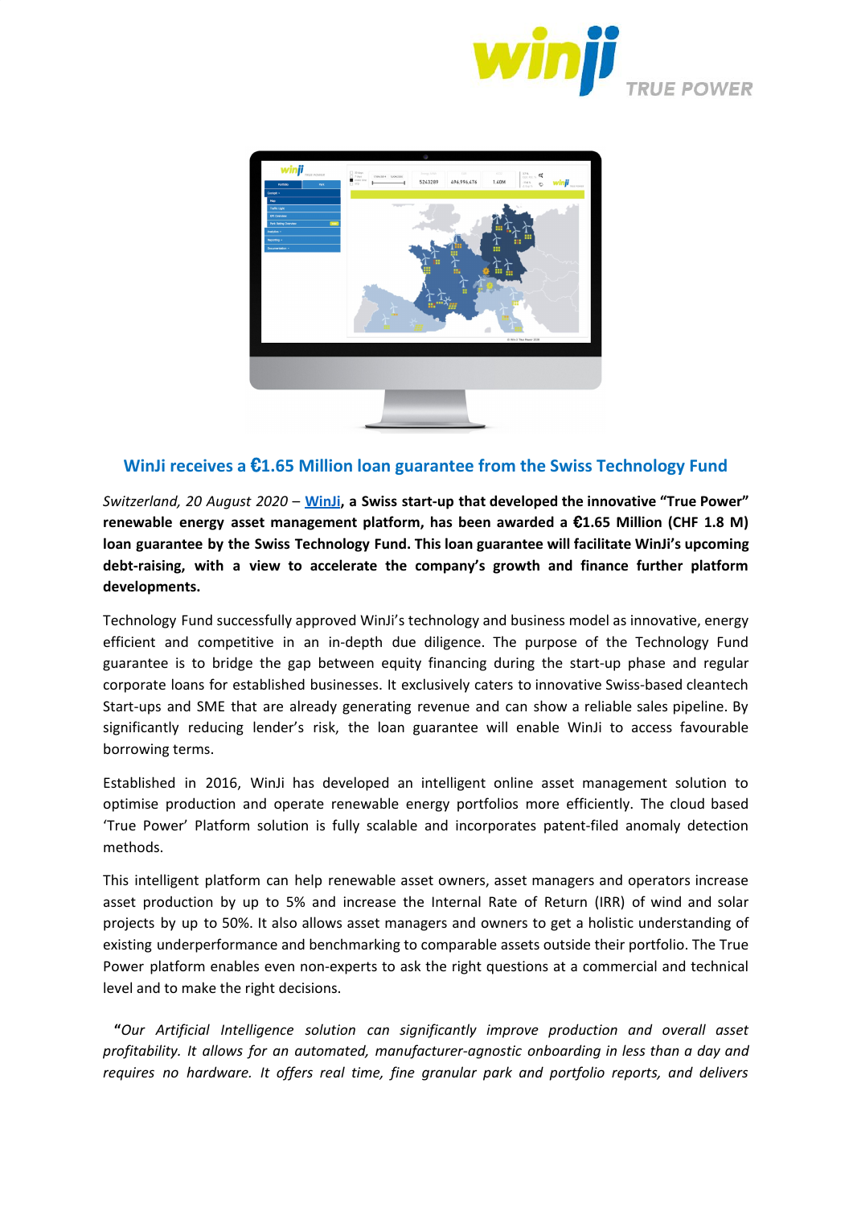## WinJi receives a €1.65 Million loan guarantee from the Swiss Technology Fund

*Switzerland, 20 August 2020* – **[WinJi](), a Swiss start-up that developed the innovative "True Power" renewable energy asset management platform, has awarded a €1.65 Million (CHF 1.8 M) loan guarantee by the Swiss Technology Fund. This loan guarantee will facilitate WinJi's upcoming debt-raising, with a view to accelerate the company's growth and finance further platform developments.**

Technology Fund successfully approved WinJi's technology and business model as innovative, energy efficient and competitive in an in-depth due diligence. The purpose of the Technology Fund guarantee is to bridge the gap between equity financing during the start-up phase and regular corporate loans for established businesses. It exclusively caters to innovative Swiss-based cleantech Start-ups and SME that are already generating revenue and can show a reliable sales pipeline. By significantly reducing lender's risk, the loan guarantee will enable WinJi to access favourable borrowing terms.

Established in 2016, WinJi has developed an intelligent online asset management solution to optimise production and operate renewable energy portfolios more efficiently. The cloud based 'True Power' Platform solution is fully scalable and incorporates patent-filed anomaly detection methods.

This intelligent platform can help renewable asset owners, asset managers and operators increase asset production by up to 5% and increase the Internal Rate of Return (IRR) of wind and solar projects by up to 50%. It also allows asset managers and owners to get a holistic understanding of existing underperformance and benchmarking to comparable assets outside their portfolio. The True Power platform enables even non-experts to ask the right questions at a commercial and technical level and to make the right decisions.

"*Our Artificial Intelligence solution can significantly improve production and overall asset profitability. It allows for an automated, manufacturer-agnostic onboarding in less than a day and requires no hardware. It offers real time, fine granular park and portfolio reports, and delivers*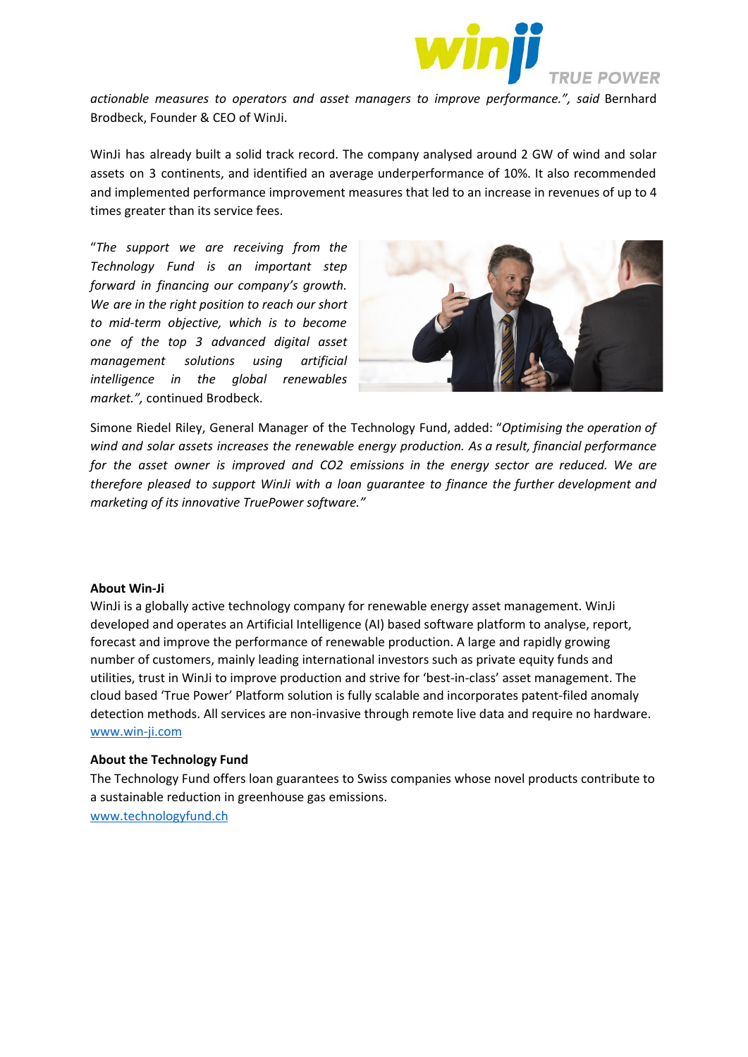*actionable measures to operators and asset managers to improve performance.", said* Bernhard Brodbeck, Founder & CEO of WinJi.

WinJi has already built a solid track record. The company analysed around 2 GW of wind and solar assets on 3 continents, and identified an average underperformance of 10%. It also recommended and implemented performance improvement measures that led to an increase in revenues of up to 4 times greater than its service fees.

"*The support we are receiving from the Technology Fund is an important step forward in financing our company's growth. We are in the right position to reach our short to mid-term objective, which is to become one of the top 3 advanced digital asset management solutions using artificial intelligence in the global renewables market.",* continued Brodbeck.

Simone Riedel Riley, General Manager of the Technology Fund, added: "*Optimising the operation of wind and solar assets increases the renewable energy production. As a result, financial performance for the asset owner is improved and CO2 emissions in the energy sector are reduced. We are therefore pleased to support WinJi with a loan guarantee to finance the further development and marketing of its innovative TruePower software."*

**About Win-Ji**

WinJi is a globally active technology company for renewable energy asset management. WinJi developed and operates an Artificial Intelligence (AI) based software platform to analyse, report, forecast and improve the performance of renewable production. A large and rapidly growing number of customers, mainly leading international investors such as private equity funds and utilities, trust in WinJi to improve production and strive for 'best-in-class' asset management. The cloud based 'True Power' Platform solution is fully scalable and incorporates patent-filed anomaly detection methods. All services are non-invasive through remote live data and require no hardware.
[www.win-ji.com](http://www.win-ji.com)

**About the Technology Fund**

The Technology Fund offers loan guarantees to Swiss companies whose novel products contribute to a sustainable reduction in greenhouse gas emissions.
[www.technologyfund.ch](http://www.technologyfund.ch)